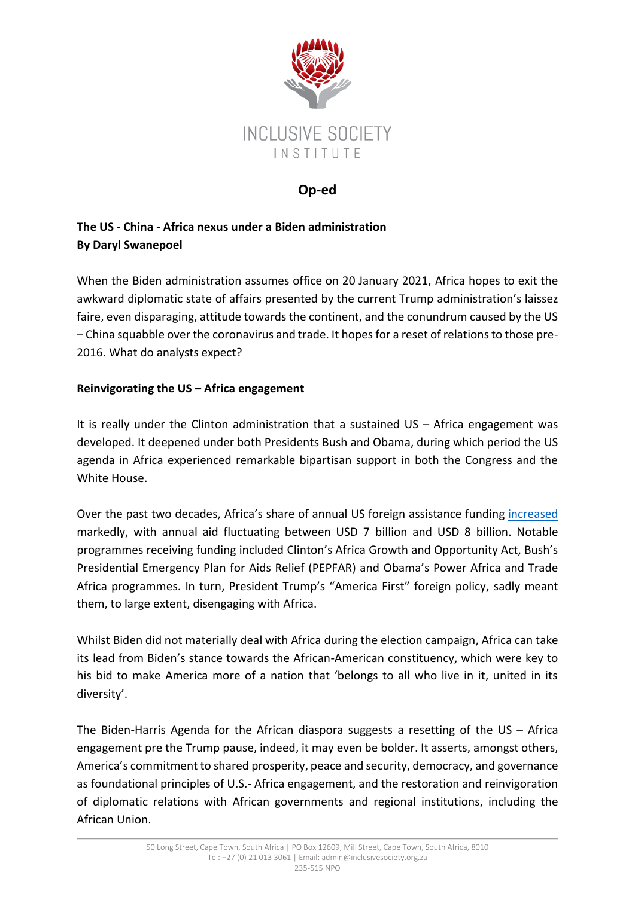INCLUSIVE SOCIETY INSTITUTE

## Op-ed

**The US - China - Africa nexus under a Biden administration**
**By Daryl Swanepoel**

When the Biden administration assumes office on 20 January 2021, Africa hopes to exit the awkward diplomatic state of affairs presented by the current Trump administration's laissez faire, even disparaging, attitude towards the continent, and the conundrum caused by the US – China squabble over the coronavirus and trade. It hopes for a reset of relations to those pre-2016. What do analysts expect?

**Reinvigorating the US – Africa engagement**

It is really under the Clinton administration that a sustained US – Africa engagement was developed. It deepened under both Presidents Bush and Obama, during which period the US agenda in Africa experienced remarkable bipartisan support in both the Congress and the White House.

Over the past two decades, Africa's share of annual US foreign assistance funding increased markedly, with annual aid fluctuating between USD 7 billion and USD 8 billion. Notable programmes receiving funding included Clinton's Africa Growth and Opportunity Act, Bush's Presidential Emergency Plan for Aids Relief (PEPFAR) and Obama's Power Africa and Trade Africa programmes. In turn, President Trump's "America First" foreign policy, sadly meant them, to large extent, disengaging with Africa.

Whilst Biden did not materially deal with Africa during the election campaign, Africa can take its lead from Biden's stance towards the African-American constituency, which were key to his bid to make America more of a nation that 'belongs to all who live in it, united in its diversity'.

The Biden-Harris Agenda for the African diaspora suggests a resetting of the US – Africa engagement pre the Trump pause, indeed, it may even be bolder. It asserts, amongst others, America's commitment to shared prosperity, peace and security, democracy, and governance as foundational principles of U.S.- Africa engagement, and the restoration and reinvigoration of diplomatic relations with African governments and regional institutions, including the African Union.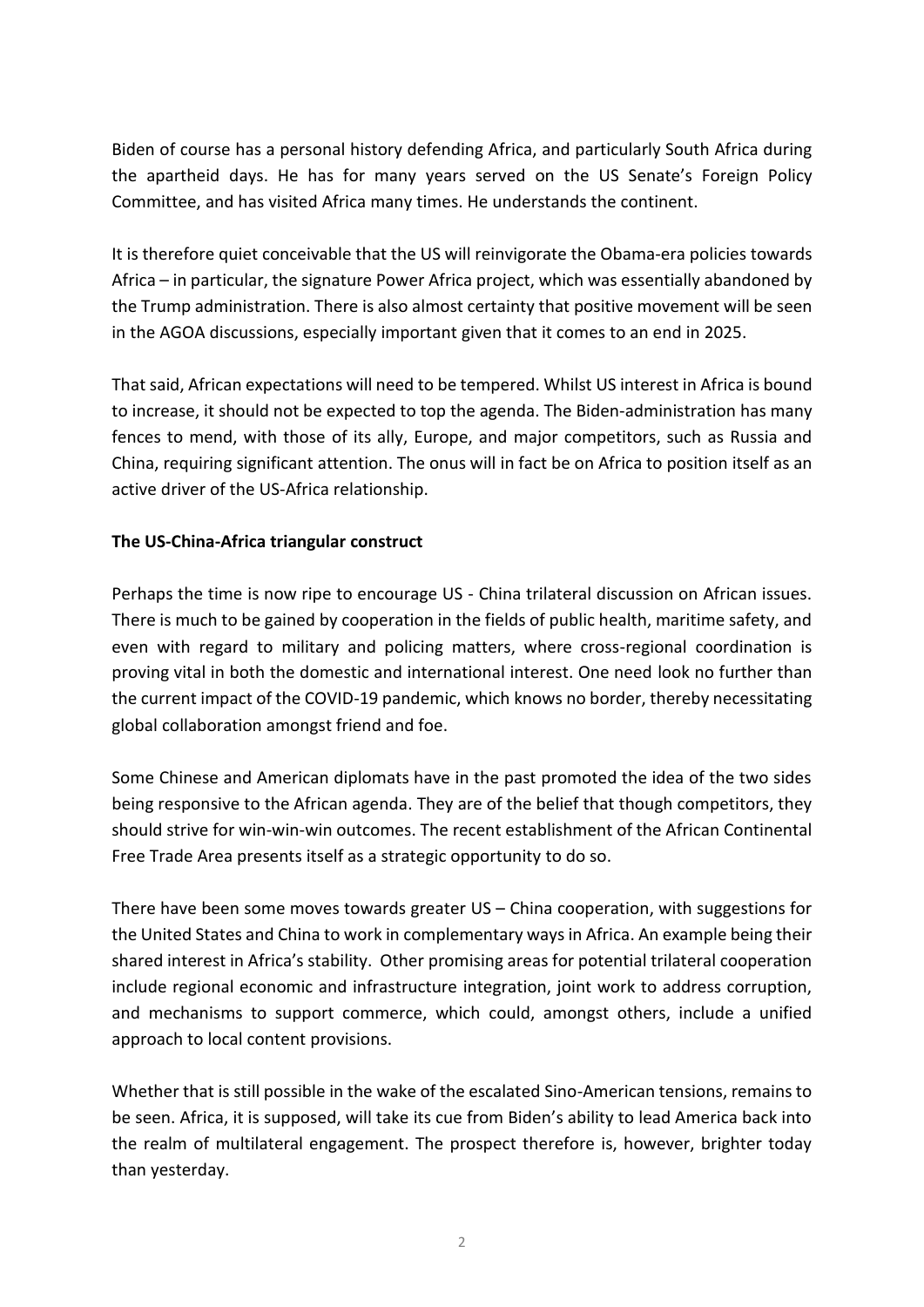Biden of course has a personal history defending Africa, and particularly South Africa during the apartheid days. He has for many years served on the US Senate's Foreign Policy Committee, and has visited Africa many times. He understands the continent.

It is therefore quiet conceivable that the US will reinvigorate the Obama-era policies towards Africa – in particular, the signature Power Africa project, which was essentially abandoned by the Trump administration. There is also almost certainty that positive movement will be seen in the AGOA discussions, especially important given that it comes to an end in 2025.

That said, African expectations will need to be tempered. Whilst US interest in Africa is bound to increase, it should not be expected to top the agenda. The Biden-administration has many fences to mend, with those of its ally, Europe, and major competitors, such as Russia and China, requiring significant attention. The onus will in fact be on Africa to position itself as an active driver of the US-Africa relationship.

**The US-China-Africa triangular construct**

Perhaps the time is now ripe to encourage US - China trilateral discussion on African issues. There is much to be gained by cooperation in the fields of public health, maritime safety, and even with regard to military and policing matters, where cross-regional coordination is proving vital in both the domestic and international interest. One need look no further than the current impact of the COVID-19 pandemic, which knows no border, thereby necessitating global collaboration amongst friend and foe.

Some Chinese and American diplomats have in the past promoted the idea of the two sides being responsive to the African agenda. They are of the belief that though competitors, they should strive for win-win-win outcomes. The recent establishment of the African Continental Free Trade Area presents itself as a strategic opportunity to do so.

There have been some moves towards greater US – China cooperation, with suggestions for the United States and China to work in complementary ways in Africa. An example being their shared interest in Africa's stability. Other promising areas for potential trilateral cooperation include regional economic and infrastructure integration, joint work to address corruption, and mechanisms to support commerce, which could, amongst others, include a unified approach to local content provisions.

Whether that is still possible in the wake of the escalated Sino-American tensions, remains to be seen. Africa, it is supposed, will take its cue from Biden's ability to lead America back into the realm of multilateral engagement. The prospect therefore is, however, brighter today than yesterday.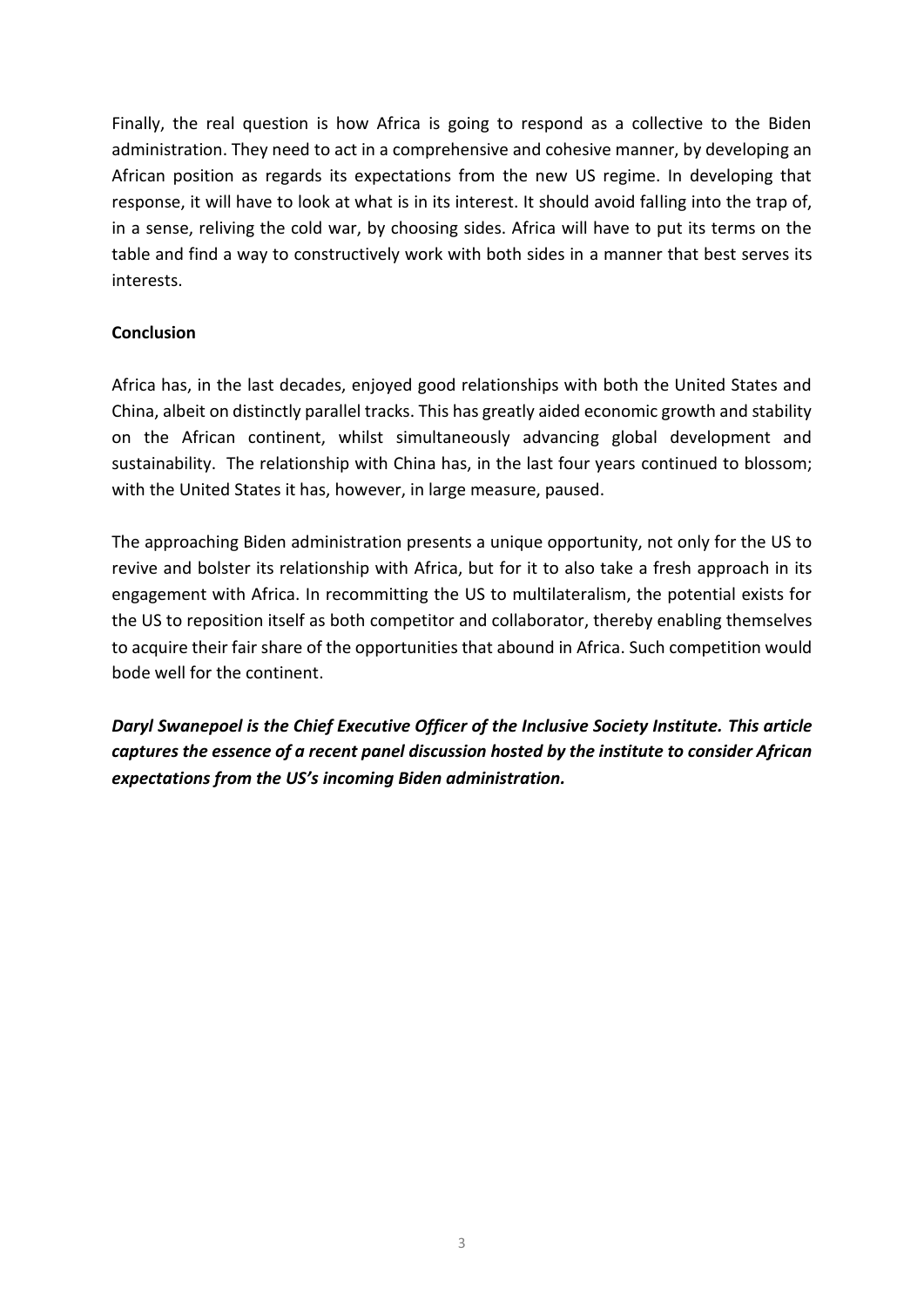Finally, the real question is how Africa is going to respond as a collective to the Biden administration. They need to act in a comprehensive and cohesive manner, by developing an African position as regards its expectations from the new US regime. In developing that response, it will have to look at what is in its interest. It should avoid falling into the trap of, in a sense, reliving the cold war, by choosing sides. Africa will have to put its terms on the table and find a way to constructively work with both sides in a manner that best serves its interests.

**Conclusion**

Africa has, in the last decades, enjoyed good relationships with both the United States and China, albeit on distinctly parallel tracks. This has greatly aided economic growth and stability on the African continent, whilst simultaneously advancing global development and sustainability. The relationship with China has, in the last four years continued to blossom; with the United States it has, however, in large measure, paused.

The approaching Biden administration presents a unique opportunity, not only for the US to revive and bolster its relationship with Africa, but for it to also take a fresh approach in its engagement with Africa. In recommitting the US to multilateralism, the potential exists for the US to reposition itself as both competitor and collaborator, thereby enabling themselves to acquire their fair share of the opportunities that abound in Africa. Such competition would bode well for the continent.

***Daryl Swanepoel is the Chief Executive Officer of the Inclusive Society Institute. This article captures the essence of a recent panel discussion hosted by the institute to consider African expectations from the US's incoming Biden administration.***